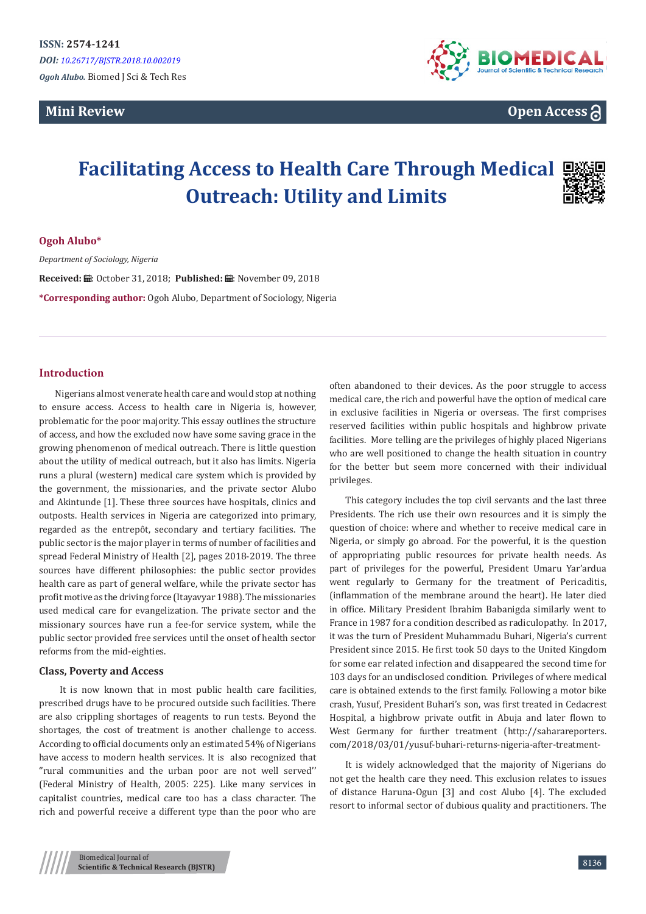ISSN: 2574-1241

*DOI: 10.26717/BJSTR.2018.10.002019*

*Ogoh Alubo.* Biomed J Sci & Tech Res

**Mini Review**

**Open Access**

# Facilitating Access to Health Care Through Medical Outreach: Utility and Limits

**Ogoh Alubo***

*Department of Sociology, Nigeria*

**Received:** October 31, 2018; **Published:** November 09, 2018

***Corresponding author:** Ogoh Alubo, Department of Sociology, Nigeria

## Introduction

Nigerians almost venerate health care and would stop at nothing to ensure access. Access to health care in Nigeria is, however, problematic for the poor majority. This essay outlines the structure of access, and how the excluded now have some saving grace in the growing phenomenon of medical outreach. There is little question about the utility of medical outreach, but it also has limits. Nigeria runs a plural (western) medical care system which is provided by the government, the missionaries, and the private sector Alubo and Akintunde [1]. These three sources have hospitals, clinics and outposts. Health services in Nigeria are categorized into primary, regarded as the entrepôt, secondary and tertiary facilities. The public sector is the major player in terms of number of facilities and spread Federal Ministry of Health [2], pages 2018-2019. The three sources have different philosophies: the public sector provides health care as part of general welfare, while the private sector has profit motive as the driving force (Itayavyar 1988). The missionaries used medical care for evangelization. The private sector and the missionary sources have run a fee-for service system, while the public sector provided free services until the onset of health sector reforms from the mid-eighties.

### Class, Poverty and Access

It is now known that in most public health care facilities, prescribed drugs have to be procured outside such facilities. There are also crippling shortages of reagents to run tests. Beyond the shortages, the cost of treatment is another challenge to access. According to official documents only an estimated 54% of Nigerians have access to modern health services. It is also recognized that ''rural communities and the urban poor are not well served'' (Federal Ministry of Health, 2005: 225). Like many services in capitalist countries, medical care too has a class character. The rich and powerful receive a different type than the poor who are often abandoned to their devices. As the poor struggle to access medical care, the rich and powerful have the option of medical care in exclusive facilities in Nigeria or overseas. The first comprises reserved facilities within public hospitals and highbrow private facilities. More telling are the privileges of highly placed Nigerians who are well positioned to change the health situation in country for the better but seem more concerned with their individual privileges.

This category includes the top civil servants and the last three Presidents. The rich use their own resources and it is simply the question of choice: where and whether to receive medical care in Nigeria, or simply go abroad. For the powerful, it is the question of appropriating public resources for private health needs. As part of privileges for the powerful, President Umaru Yar'ardua went regularly to Germany for the treatment of Pericaditis, (inflammation of the membrane around the heart). He later died in office. Military President Ibrahim Babanigda similarly went to France in 1987 for a condition described as radiculopathy. In 2017, it was the turn of President Muhammadu Buhari, Nigeria's current President since 2015. He first took 50 days to the United Kingdom for some ear related infection and disappeared the second time for 103 days for an undisclosed condition. Privileges of where medical care is obtained extends to the first family. Following a motor bike crash, Yusuf, President Buhari's son, was first treated in Cedacrest Hospital, a highbrow private outfit in Abuja and later flown to West Germany for further treatment (http://saharareporters.com/2018/03/01/yusuf-buhari-returns-nigeria-after-treatment-

It is widely acknowledged that the majority of Nigerians do not get the health care they need. This exclusion relates to issues of distance Haruna-Ogun [3] and cost Alubo [4]. The excluded resort to informal sector of dubious quality and practitioners. The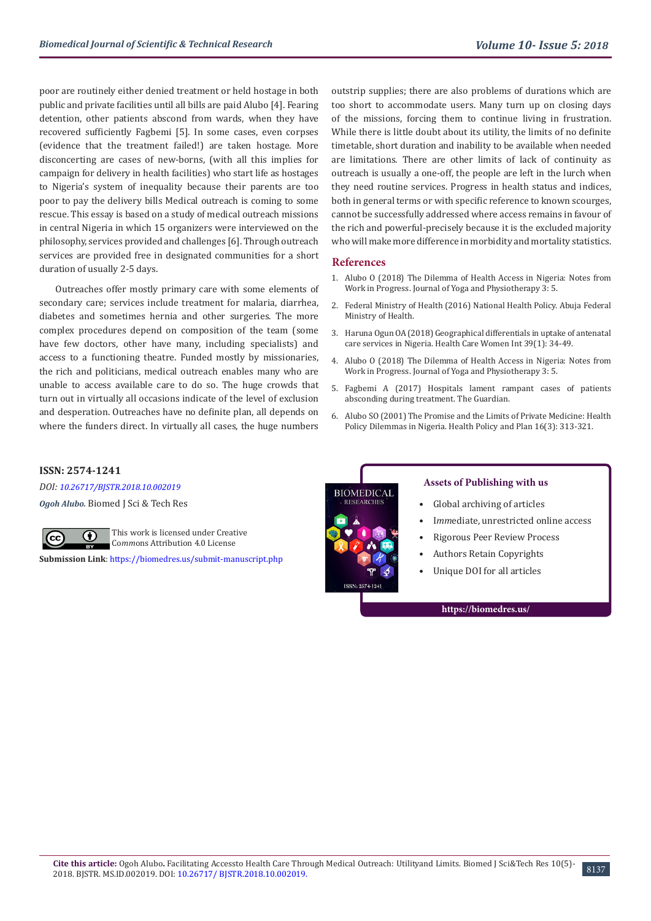poor are routinely either denied treatment or held hostage in both public and private facilities until all bills are paid Alubo [4]. Fearing detention, other patients abscond from wards, when they have recovered sufficiently Fagbemi [5]. In some cases, even corpses (evidence that the treatment failed!) are taken hostage. More disconcerting are cases of new-borns, (with all this implies for campaign for delivery in health facilities) who start life as hostages to Nigeria's system of inequality because their parents are too poor to pay the delivery bills Medical outreach is coming to some rescue. This essay is based on a study of medical outreach missions in central Nigeria in which 15 organizers were interviewed on the philosophy, services provided and challenges [6]. Through outreach services are provided free in designated communities for a short duration of usually 2-5 days.

Outreaches offer mostly primary care with some elements of secondary care; services include treatment for malaria, diarrhea, diabetes and sometimes hernia and other surgeries. The more complex procedures depend on composition of the team (some have few doctors, other have many, including specialists) and access to a functioning theatre. Funded mostly by missionaries, the rich and politicians, medical outreach enables many who are unable to access available care to do so. The huge crowds that turn out in virtually all occasions indicate of the level of exclusion and desperation. Outreaches have no definite plan, all depends on where the funders direct. In virtually all cases, the huge numbers outstrip supplies; there are also problems of durations which are too short to accommodate users. Many turn up on closing days of the missions, forcing them to continue living in frustration. While there is little doubt about its utility, the limits of no definite timetable, short duration and inability to be available when needed are limitations. There are other limits of lack of continuity as outreach is usually a one-off, the people are left in the lurch when they need routine services. Progress in health status and indices, both in general terms or with specific reference to known scourges, cannot be successfully addressed where access remains in favour of the rich and powerful-precisely because it is the excluded majority who will make more difference in morbidity and mortality statistics.

## References

1. Alubo O (2018) The Dilemma of Health Access in Nigeria: Notes from Work in Progress. Journal of Yoga and Physiotherapy 3: 5.
2. Federal Ministry of Health (2016) National Health Policy. Abuja Federal Ministry of Health.
3. Haruna Ogun OA (2018) Geographical differentials in uptake of antenatal care services in Nigeria. Health Care Women Int 39(1): 34-49.
4. Alubo O (2018) The Dilemma of Health Access in Nigeria: Notes from Work in Progress. Journal of Yoga and Physiotherapy 3: 5.
5. Fagbemi A (2017) Hospitals lament rampant cases of patients absconding during treatment. The Guardian.
6. Alubo SO (2001) The Promise and the Limits of Private Medicine: Health Policy Dilemmas in Nigeria. Health Policy and Plan 16(3): 313-321.

**ISSN: 2574-1241**

*DOI: 10.26717/BJSTR.2018.10.002019*

***Ogoh Alubo.*** Biomed J Sci & Tech Res

This work is licensed under Creative Commons Attribution 4.0 License

**Submission Link**: https://biomedres.us/submit-manuscript.php

**Assets of Publishing with us**

- Global archiving of articles
- Immediate, unrestricted online access
- Rigorous Peer Review Process
- Authors Retain Copyrights
- Unique DOI for all articles

**https://biomedres.us/**

**Cite this article:** Ogoh Alubo**.** Facilitating Accessto Health Care Through Medical Outreach: Utilityand Limits. Biomed J Sci&Tech Res 10(5)-2018. BJSTR. MS.ID.002019. DOI: 10.26717/ BJSTR.2018.10.002019.